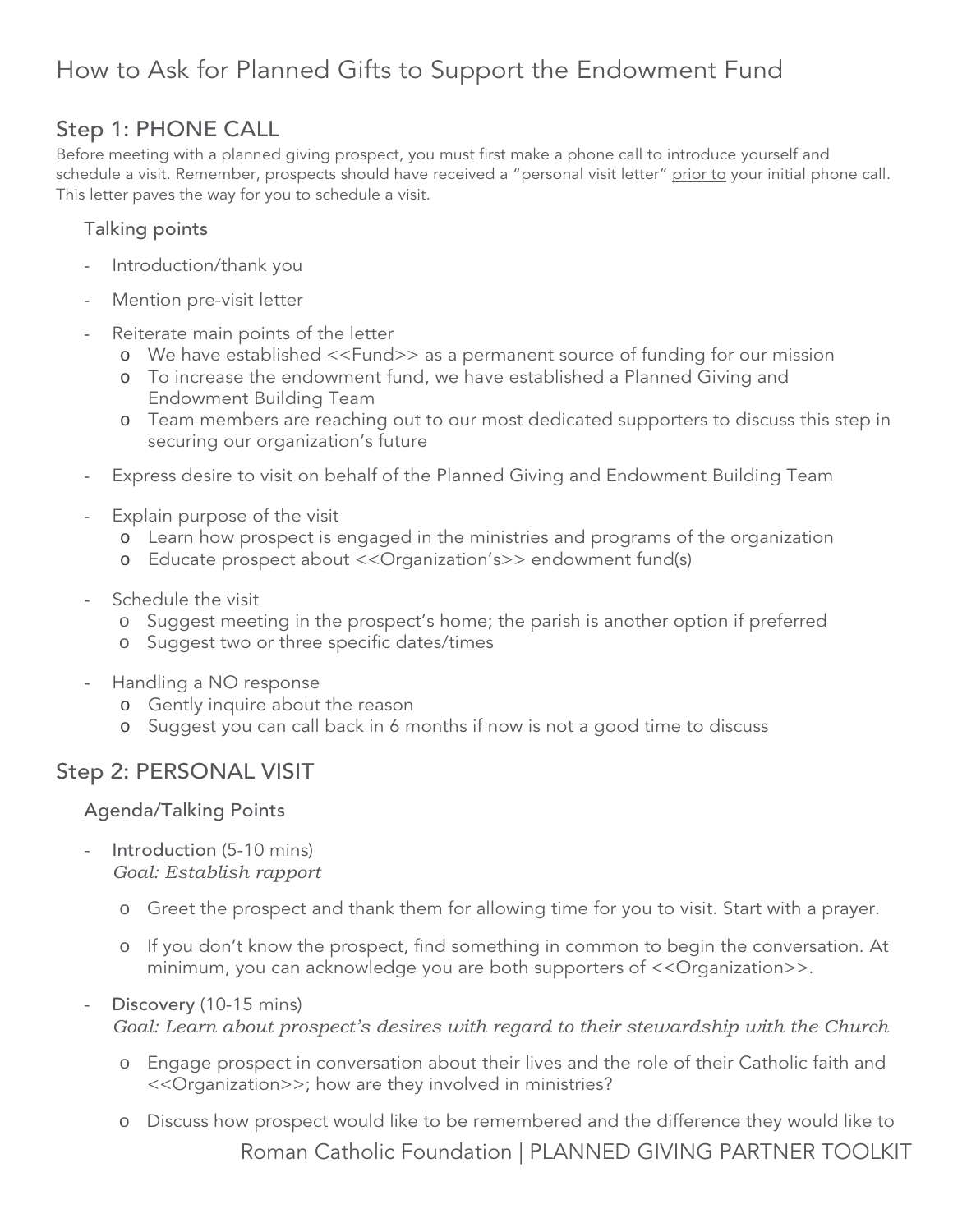# How to Ask for Planned Gifts to Support the Endowment Fund

## Step 1: PHONE CALL

Before meeting with a planned giving prospect, you must first make a phone call to introduce yourself and schedule a visit. Remember, prospects should have received a "personal visit letter" prior to your initial phone call. This letter paves the way for you to schedule a visit.

### Talking points

- Introduction/thank you
- Mention pre-visit letter
- Reiterate main points of the letter
  - We have established <<Fund>> as a permanent source of funding for our mission
  - To increase the endowment fund, we have established a Planned Giving and Endowment Building Team
  - Team members are reaching out to our most dedicated supporters to discuss this step in securing our organization's future
- Express desire to visit on behalf of the Planned Giving and Endowment Building Team
- Explain purpose of the visit
  - Learn how prospect is engaged in the ministries and programs of the organization
  - Educate prospect about <<Organization's>> endowment fund(s)
- Schedule the visit
  - Suggest meeting in the prospect's home; the parish is another option if preferred
  - Suggest two or three specific dates/times
- Handling a NO response
  - Gently inquire about the reason
  - Suggest you can call back in 6 months if now is not a good time to discuss

## Step 2: PERSONAL VISIT

### Agenda/Talking Points

- Introduction (5-10 mins)
  *Goal: Establish rapport*
  - Greet the prospect and thank them for allowing time for you to visit. Start with a prayer.
  - If you don't know the prospect, find something in common to begin the conversation. At minimum, you can acknowledge you are both supporters of <<Organization>>.
- Discovery (10-15 mins)
  *Goal: Learn about prospect's desires with regard to their stewardship with the Church*
  - Engage prospect in conversation about their lives and the role of their Catholic faith and <<Organization>>; how are they involved in ministries?
  - Discuss how prospect would like to be remembered and the difference they would like to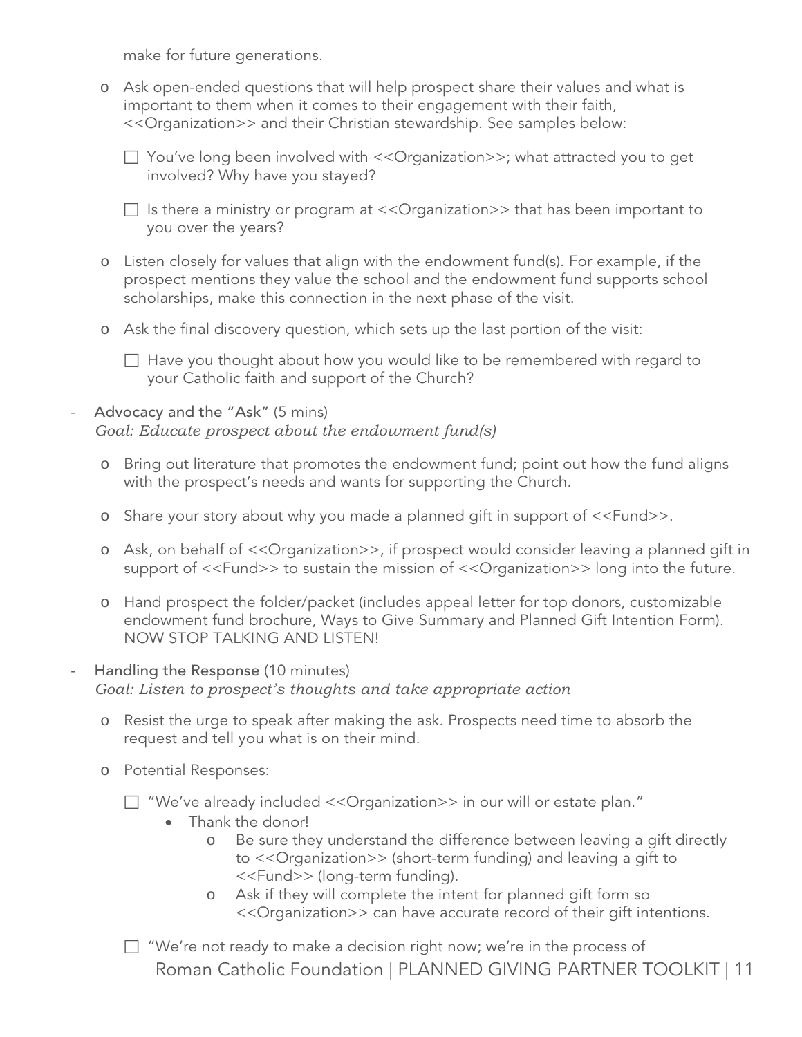make for future generations.

- Ask open-ended questions that will help prospect share their values and what is important to them when it comes to their engagement with their faith, <<Organization>> and their Christian stewardship. See samples below:
  - ☐ You've long been involved with <<Organization>>; what attracted you to get involved? Why have you stayed?
  - ☐ Is there a ministry or program at <<Organization>> that has been important to you over the years?
- <u>Listen closely</u> for values that align with the endowment fund(s). For example, if the prospect mentions they value the school and the endowment fund supports school scholarships, make this connection in the next phase of the visit.
- Ask the final discovery question, which sets up the last portion of the visit:
  - ☐ Have you thought about how you would like to be remembered with regard to your Catholic faith and support of the Church?

- Advocacy and the "Ask" (5 mins)
  *Goal: Educate prospect about the endowment fund(s)*
  - Bring out literature that promotes the endowment fund; point out how the fund aligns with the prospect's needs and wants for supporting the Church.
  - Share your story about why you made a planned gift in support of <<Fund>>.
  - Ask, on behalf of <<Organization>>, if prospect would consider leaving a planned gift in support of <<Fund>> to sustain the mission of <<Organization>> long into the future.
  - Hand prospect the folder/packet (includes appeal letter for top donors, customizable endowment fund brochure, Ways to Give Summary and Planned Gift Intention Form). NOW STOP TALKING AND LISTEN!

- Handling the Response (10 minutes)
  *Goal: Listen to prospect's thoughts and take appropriate action*
  - Resist the urge to speak after making the ask. Prospects need time to absorb the request and tell you what is on their mind.
  - Potential Responses:
    - ☐ "We've already included <<Organization>> in our will or estate plan."
      - Thank the donor!
        - Be sure they understand the difference between leaving a gift directly to <<Organization>> (short-term funding) and leaving a gift to <<Fund>> (long-term funding).
        - Ask if they will complete the intent for planned gift form so <<Organization>> can have accurate record of their gift intentions.
    - ☐ "We're not ready to make a decision right now; we're in the process of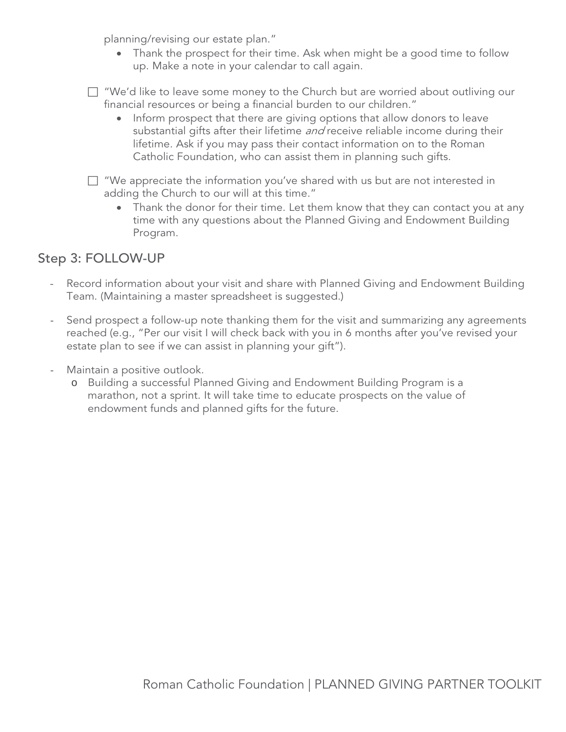planning/revising our estate plan."

- Thank the prospect for their time. Ask when might be a good time to follow up. Make a note in your calendar to call again.

☐ "We'd like to leave some money to the Church but are worried about outliving our financial resources or being a financial burden to our children."

- Inform prospect that there are giving options that allow donors to leave substantial gifts after their lifetime *and* receive reliable income during their lifetime. Ask if you may pass their contact information on to the Roman Catholic Foundation, who can assist them in planning such gifts.

☐ "We appreciate the information you've shared with us but are not interested in adding the Church to our will at this time."

- Thank the donor for their time. Let them know that they can contact you at any time with any questions about the Planned Giving and Endowment Building Program.

## Step 3: FOLLOW-UP

- Record information about your visit and share with Planned Giving and Endowment Building Team. (Maintaining a master spreadsheet is suggested.)
- Send prospect a follow-up note thanking them for the visit and summarizing any agreements reached (e.g., "Per our visit I will check back with you in 6 months after you've revised your estate plan to see if we can assist in planning your gift").
- Maintain a positive outlook.
  - Building a successful Planned Giving and Endowment Building Program is a marathon, not a sprint. It will take time to educate prospects on the value of endowment funds and planned gifts for the future.